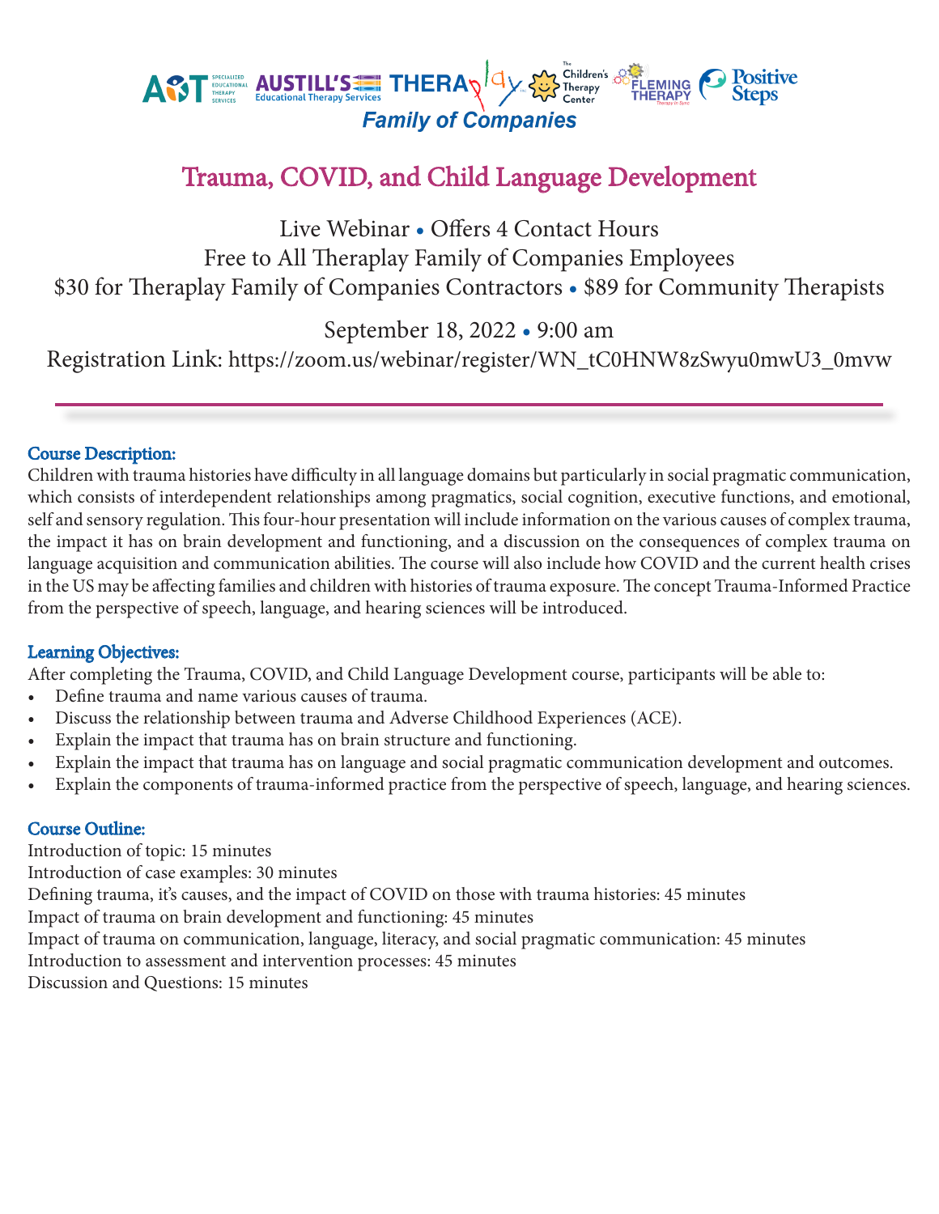AST Specialized Educational Therapy Services • AUSTILL'S Educational Therapy Services • THERAplay • The Children's Therapy Center • FLEMING THERAPY Therapy in Sync • Positive Steps

**Family of Companies**

# Trauma, COVID, and Child Language Development

Live Webinar • Offers 4 Contact Hours

Free to All Theraplay Family of Companies Employees

$30 for Theraplay Family of Companies Contractors • $89 for Community Therapists

September 18, 2022 • 9:00 am

Registration Link: https://zoom.us/webinar/register/WN_tC0HNW8zSwyu0mwU3_0mvw

---

### Course Description:

Children with trauma histories have difficulty in all language domains but particularly in social pragmatic communication, which consists of interdependent relationships among pragmatics, social cognition, executive functions, and emotional, self and sensory regulation. This four-hour presentation will include information on the various causes of complex trauma, the impact it has on brain development and functioning, and a discussion on the consequences of complex trauma on language acquisition and communication abilities. The course will also include how COVID and the current health crises in the US may be affecting families and children with histories of trauma exposure. The concept Trauma-Informed Practice from the perspective of speech, language, and hearing sciences will be introduced.

### Learning Objectives:

After completing the Trauma, COVID, and Child Language Development course, participants will be able to:

- Define trauma and name various causes of trauma.
- Discuss the relationship between trauma and Adverse Childhood Experiences (ACE).
- Explain the impact that trauma has on brain structure and functioning.
- Explain the impact that trauma has on language and social pragmatic communication development and outcomes.
- Explain the components of trauma-informed practice from the perspective of speech, language, and hearing sciences.

### Course Outline:

Introduction of topic: 15 minutes
Introduction of case examples: 30 minutes
Defining trauma, it's causes, and the impact of COVID on those with trauma histories: 45 minutes
Impact of trauma on brain development and functioning: 45 minutes
Impact of trauma on communication, language, literacy, and social pragmatic communication: 45 minutes
Introduction to assessment and intervention processes: 45 minutes
Discussion and Questions: 15 minutes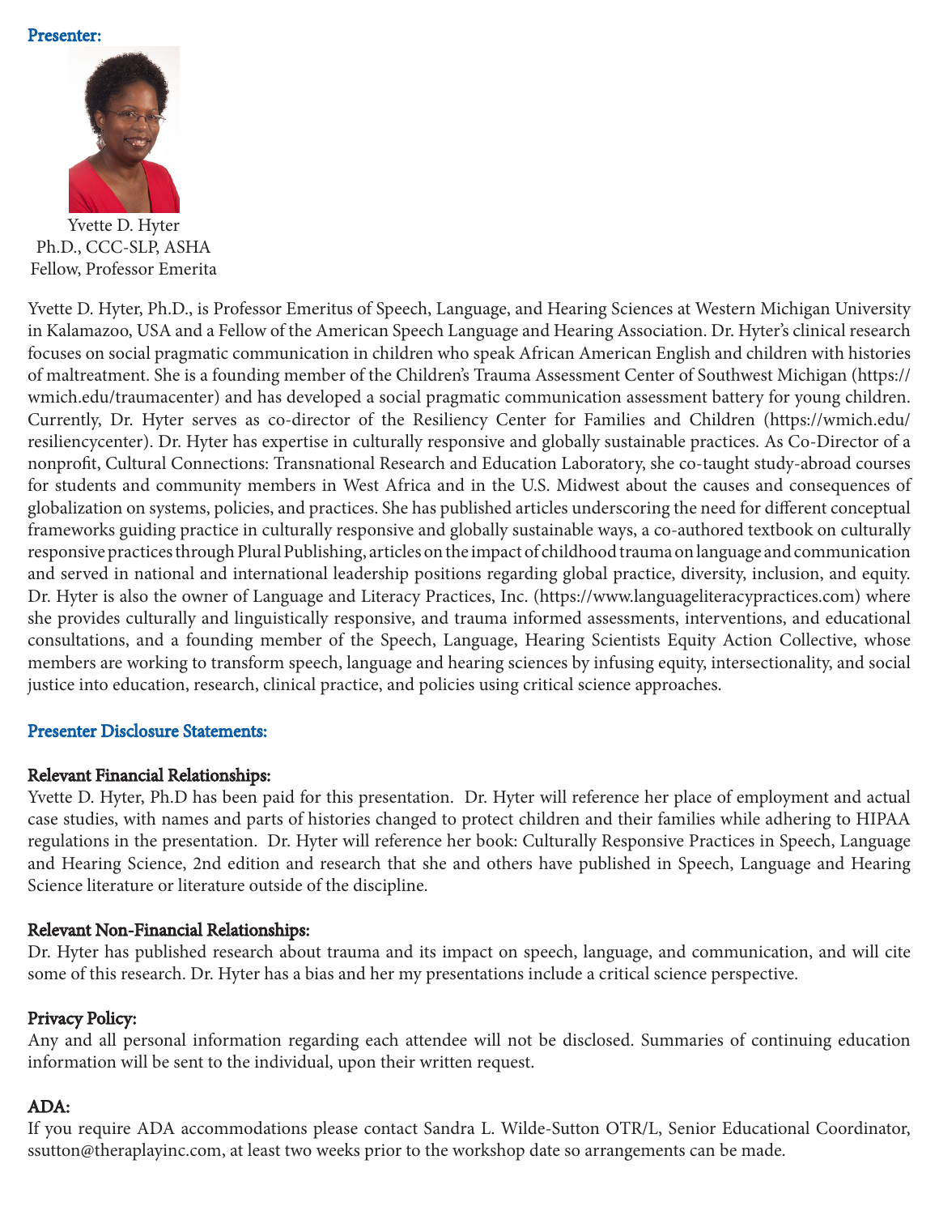**Presenter:**

Yvette D. Hyter
Ph.D., CCC-SLP, ASHA
Fellow, Professor Emerita

Yvette D. Hyter, Ph.D., is Professor Emeritus of Speech, Language, and Hearing Sciences at Western Michigan University in Kalamazoo, USA and a Fellow of the American Speech Language and Hearing Association. Dr. Hyter's clinical research focuses on social pragmatic communication in children who speak African American English and children with histories of maltreatment. She is a founding member of the Children's Trauma Assessment Center of Southwest Michigan (https://wmich.edu/traumacenter) and has developed a social pragmatic communication assessment battery for young children. Currently, Dr. Hyter serves as co-director of the Resiliency Center for Families and Children (https://wmich.edu/resiliencycenter). Dr. Hyter has expertise in culturally responsive and globally sustainable practices. As Co-Director of a nonprofit, Cultural Connections: Transnational Research and Education Laboratory, she co-taught study-abroad courses for students and community members in West Africa and in the U.S. Midwest about the causes and consequences of globalization on systems, policies, and practices. She has published articles underscoring the need for different conceptual frameworks guiding practice in culturally responsive and globally sustainable ways, a co-authored textbook on culturally responsive practices through Plural Publishing, articles on the impact of childhood trauma on language and communication and served in national and international leadership positions regarding global practice, diversity, inclusion, and equity. Dr. Hyter is also the owner of Language and Literacy Practices, Inc. (https://www.languageliteracypractices.com) where she provides culturally and linguistically responsive, and trauma informed assessments, interventions, and educational consultations, and a founding member of the Speech, Language, Hearing Scientists Equity Action Collective, whose members are working to transform speech, language and hearing sciences by infusing equity, intersectionality, and social justice into education, research, clinical practice, and policies using critical science approaches.

**Presenter Disclosure Statements:**

**Relevant Financial Relationships:**

Yvette D. Hyter, Ph.D has been paid for this presentation. Dr. Hyter will reference her place of employment and actual case studies, with names and parts of histories changed to protect children and their families while adhering to HIPAA regulations in the presentation. Dr. Hyter will reference her book: Culturally Responsive Practices in Speech, Language and Hearing Science, 2nd edition and research that she and others have published in Speech, Language and Hearing Science literature or literature outside of the discipline.

**Relevant Non-Financial Relationships:**

Dr. Hyter has published research about trauma and its impact on speech, language, and communication, and will cite some of this research. Dr. Hyter has a bias and her my presentations include a critical science perspective.

**Privacy Policy:**

Any and all personal information regarding each attendee will not be disclosed. Summaries of continuing education information will be sent to the individual, upon their written request.

**ADA:**

If you require ADA accommodations please contact Sandra L. Wilde-Sutton OTR/L, Senior Educational Coordinator, ssutton@theraplayinc.com, at least two weeks prior to the workshop date so arrangements can be made.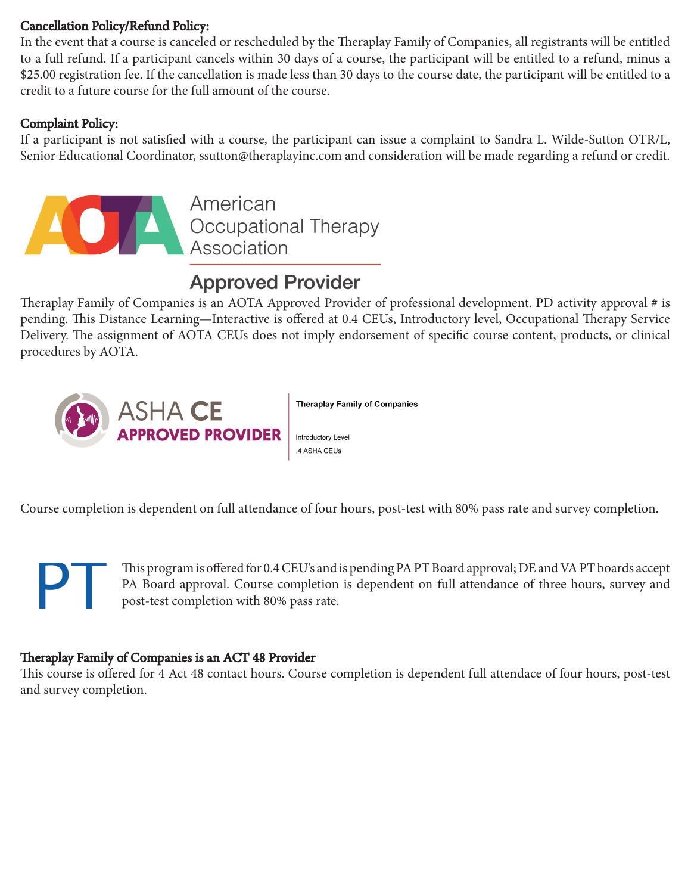**Cancellation Policy/Refund Policy:**
In the event that a course is canceled or rescheduled by the Theraplay Family of Companies, all registrants will be entitled to a full refund. If a participant cancels within 30 days of a course, the participant will be entitled to a refund, minus a $25.00 registration fee. If the cancellation is made less than 30 days to the course date, the participant will be entitled to a credit to a future course for the full amount of the course.

**Complaint Policy:**
If a participant is not satisfied with a course, the participant can issue a complaint to Sandra L. Wilde-Sutton OTR/L, Senior Educational Coordinator, ssutton@theraplayinc.com and consideration will be made regarding a refund or credit.

AOTA American Occupational Therapy Association

Approved Provider

Theraplay Family of Companies is an AOTA Approved Provider of professional development. PD activity approval # is pending. This Distance Learning—Interactive is offered at 0.4 CEUs, Introductory level, Occupational Therapy Service Delivery. The assignment of AOTA CEUs does not imply endorsement of specific course content, products, or clinical procedures by AOTA.

ASHA CE APPROVED PROVIDER

Theraplay Family of Companies

Introductory Level

.4 ASHA CEUs

Course completion is dependent on full attendance of four hours, post-test with 80% pass rate and survey completion.

PT

This program is offered for 0.4 CEU's and is pending PA PT Board approval; DE and VA PT boards accept PA Board approval. Course completion is dependent on full attendance of three hours, survey and post-test completion with 80% pass rate.

**Theraplay Family of Companies is an ACT 48 Provider**
This course is offered for 4 Act 48 contact hours. Course completion is dependent full attendace of four hours, post-test and survey completion.